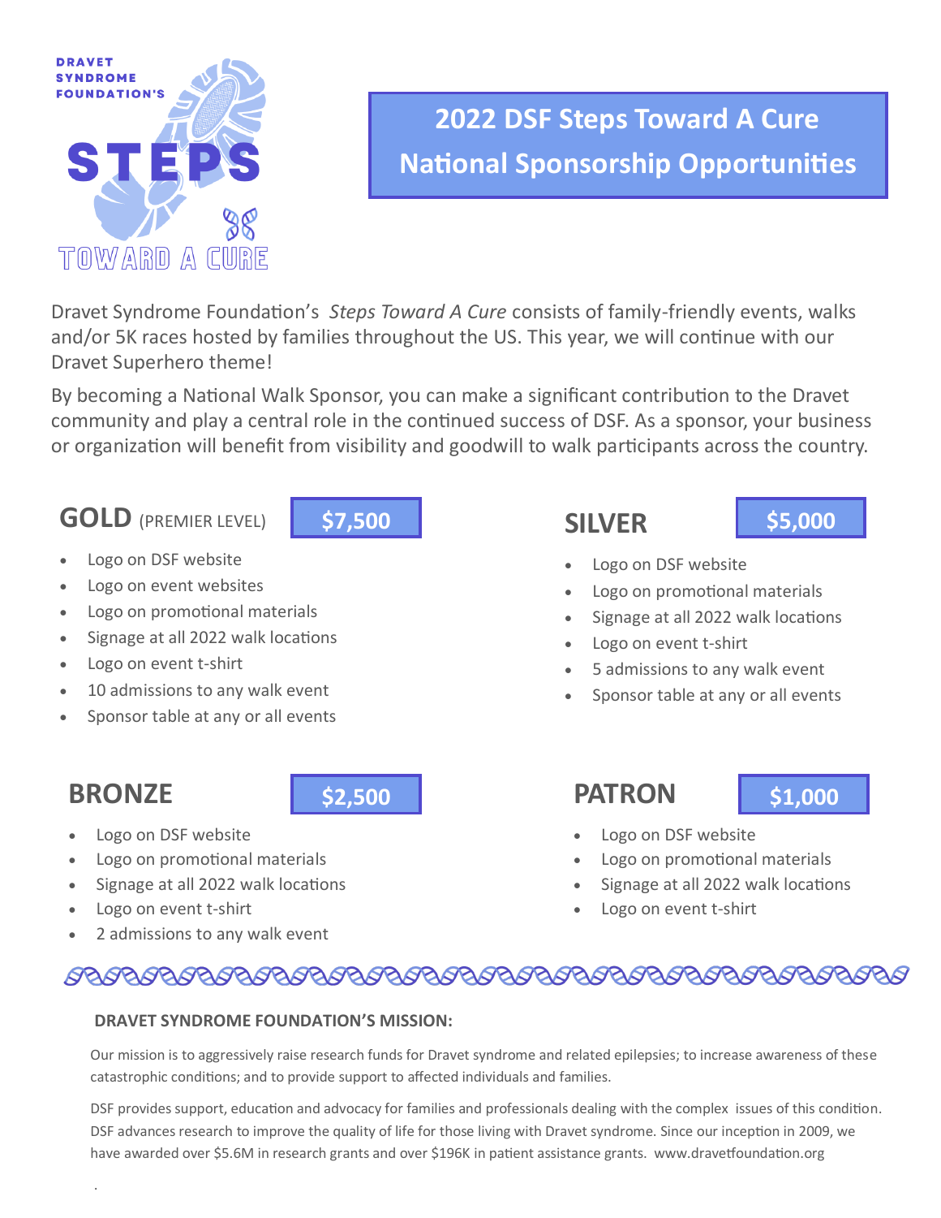DRAVET SYNDROME FOUNDATION'S STEPS TOWARD A CURE

# 2022 DSF Steps Toward A Cure National Sponsorship Opportunities

Dravet Syndrome Foundation's *Steps Toward A Cure* consists of family-friendly events, walks and/or 5K races hosted by families throughout the US. This year, we will continue with our Dravet Superhero theme!

By becoming a National Walk Sponsor, you can make a significant contribution to the Dravet community and play a central role in the continued success of DSF. As a sponsor, your business or organization will benefit from visibility and goodwill to walk participants across the country.

## GOLD (PREMIER LEVEL) — $7,500

- Logo on DSF website
- Logo on event websites
- Logo on promotional materials
- Signage at all 2022 walk locations
- Logo on event t-shirt
- 10 admissions to any walk event
- Sponsor table at any or all events

## SILVER — $5,000

- Logo on DSF website
- Logo on promotional materials
- Signage at all 2022 walk locations
- Logo on event t-shirt
- 5 admissions to any walk event
- Sponsor table at any or all events

## BRONZE — $2,500

- Logo on DSF website
- Logo on promotional materials
- Signage at all 2022 walk locations
- Logo on event t-shirt
- 2 admissions to any walk event

## PATRON — $1,000

- Logo on DSF website
- Logo on promotional materials
- Signage at all 2022 walk locations
- Logo on event t-shirt

### DRAVET SYNDROME FOUNDATION'S MISSION:

Our mission is to aggressively raise research funds for Dravet syndrome and related epilepsies; to increase awareness of these catastrophic conditions; and to provide support to affected individuals and families.

DSF provides support, education and advocacy for families and professionals dealing with the complex issues of this condition. DSF advances research to improve the quality of life for those living with Dravet syndrome. Since our inception in 2009, we have awarded over $5.6M in research grants and over $196K in patient assistance grants. www.dravetfoundation.org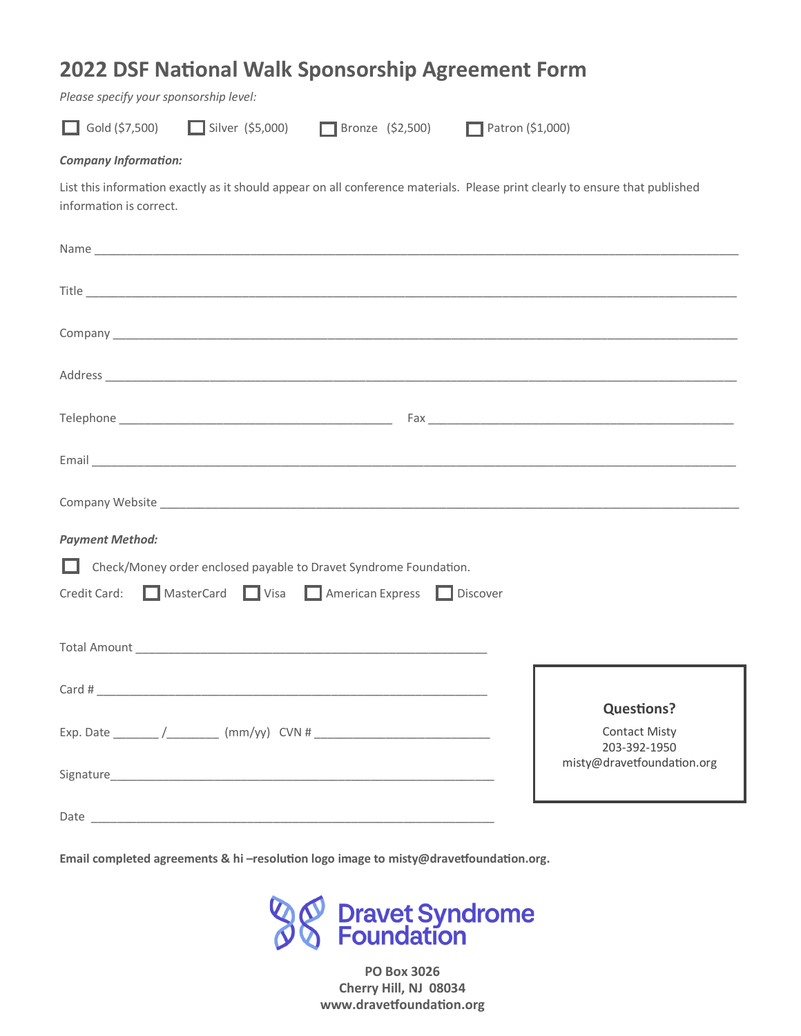# 2022 DSF National Walk Sponsorship Agreement Form

*Please specify your sponsorship level:*

☐ Gold ($7,500) ☐ Silver ($5,000) ☐ Bronze ($2,500) ☐ Patron ($1,000)

***Company Information:***

List this information exactly as it should appear on all conference materials. Please print clearly to ensure that published information is correct.

Name ______________________________________________________________________________

Title ______________________________________________________________________________

Company ___________________________________________________________________________

Address ___________________________________________________________________________

Telephone ________________________________ Fax ______________________________________

Email _____________________________________________________________________________

Company Website ___________________________________________________________________

***Payment Method:***

☐ Check/Money order enclosed payable to Dravet Syndrome Foundation.

Credit Card: ☐ MasterCard ☐ Visa ☐ American Express ☐ Discover

Total Amount ____________________________________________

Card # __________________________________________________

Exp. Date _______ /________ (mm/yy) CVN # __________________________

Signature________________________________________________

Date ____________________________________________________

**Questions?**

Contact Misty
203-392-1950
misty@dravetfoundation.org

**Email completed agreements & hi –resolution logo image to misty@dravetfoundation.org.**

Dravet Syndrome Foundation

**PO Box 3026**
**Cherry Hill, NJ 08034**
**www.dravetfoundation.org**